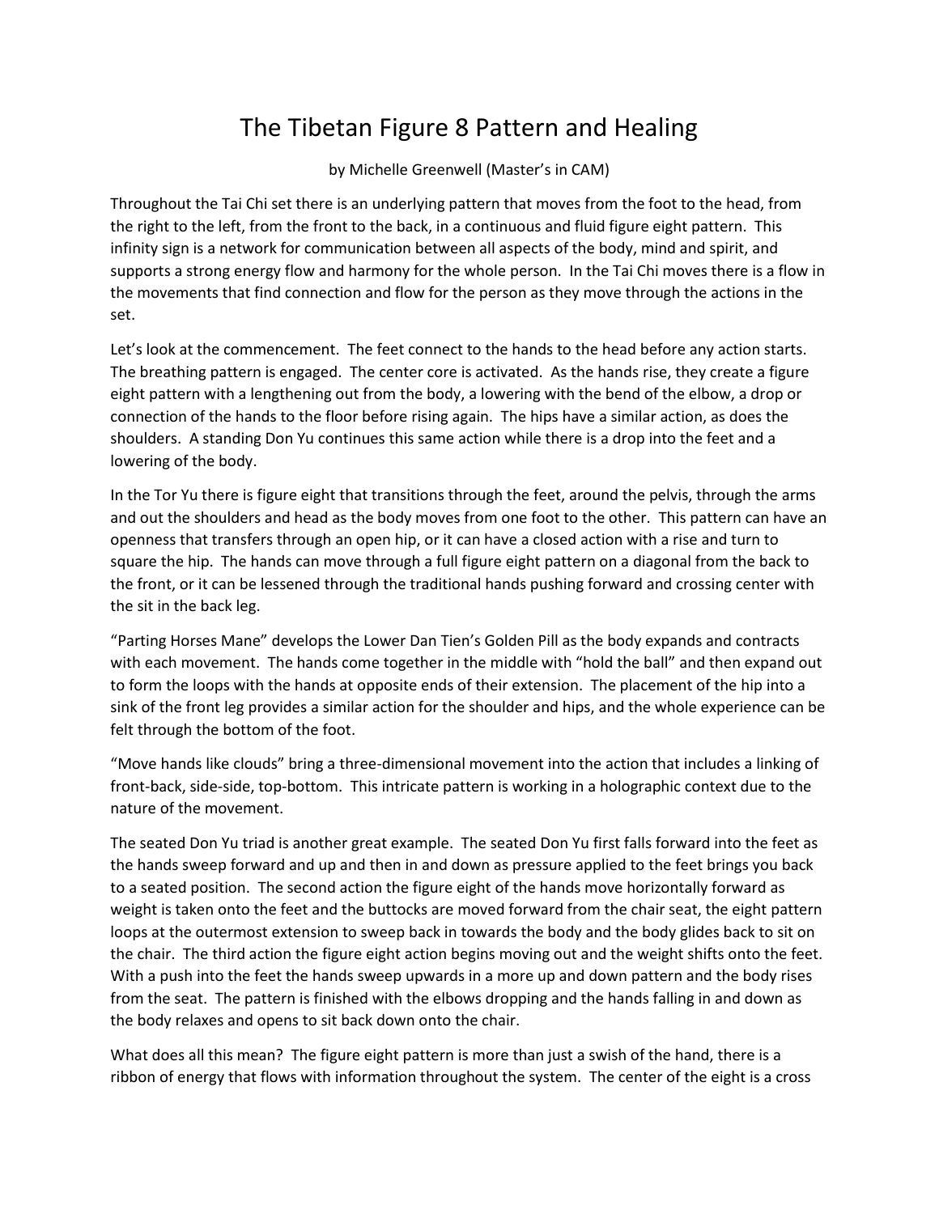# The Tibetan Figure 8 Pattern and Healing

by Michelle Greenwell (Master's in CAM)

Throughout the Tai Chi set there is an underlying pattern that moves from the foot to the head, from the right to the left, from the front to the back, in a continuous and fluid figure eight pattern. This infinity sign is a network for communication between all aspects of the body, mind and spirit, and supports a strong energy flow and harmony for the whole person. In the Tai Chi moves there is a flow in the movements that find connection and flow for the person as they move through the actions in the set.

Let's look at the commencement. The feet connect to the hands to the head before any action starts. The breathing pattern is engaged. The center core is activated. As the hands rise, they create a figure eight pattern with a lengthening out from the body, a lowering with the bend of the elbow, a drop or connection of the hands to the floor before rising again. The hips have a similar action, as does the shoulders. A standing Don Yu continues this same action while there is a drop into the feet and a lowering of the body.

In the Tor Yu there is figure eight that transitions through the feet, around the pelvis, through the arms and out the shoulders and head as the body moves from one foot to the other. This pattern can have an openness that transfers through an open hip, or it can have a closed action with a rise and turn to square the hip. The hands can move through a full figure eight pattern on a diagonal from the back to the front, or it can be lessened through the traditional hands pushing forward and crossing center with the sit in the back leg.

"Parting Horses Mane" develops the Lower Dan Tien's Golden Pill as the body expands and contracts with each movement. The hands come together in the middle with "hold the ball" and then expand out to form the loops with the hands at opposite ends of their extension. The placement of the hip into a sink of the front leg provides a similar action for the shoulder and hips, and the whole experience can be felt through the bottom of the foot.

"Move hands like clouds" bring a three-dimensional movement into the action that includes a linking of front-back, side-side, top-bottom. This intricate pattern is working in a holographic context due to the nature of the movement.

The seated Don Yu triad is another great example. The seated Don Yu first falls forward into the feet as the hands sweep forward and up and then in and down as pressure applied to the feet brings you back to a seated position. The second action the figure eight of the hands move horizontally forward as weight is taken onto the feet and the buttocks are moved forward from the chair seat, the eight pattern loops at the outermost extension to sweep back in towards the body and the body glides back to sit on the chair. The third action the figure eight action begins moving out and the weight shifts onto the feet. With a push into the feet the hands sweep upwards in a more up and down pattern and the body rises from the seat. The pattern is finished with the elbows dropping and the hands falling in and down as the body relaxes and opens to sit back down onto the chair.

What does all this mean? The figure eight pattern is more than just a swish of the hand, there is a ribbon of energy that flows with information throughout the system. The center of the eight is a cross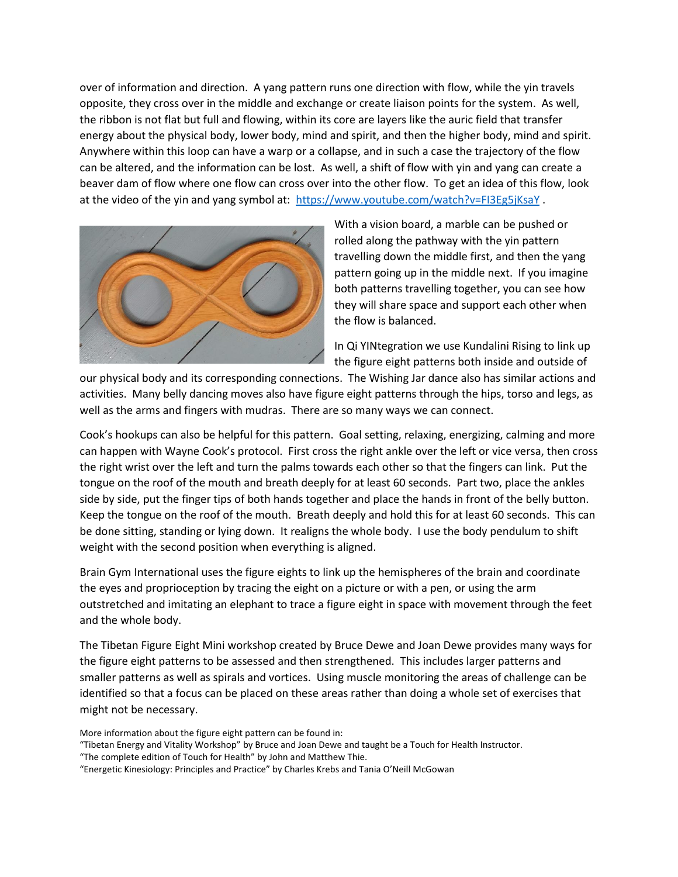over of information and direction. A yang pattern runs one direction with flow, while the yin travels opposite, they cross over in the middle and exchange or create liaison points for the system. As well, the ribbon is not flat but full and flowing, within its core are layers like the auric field that transfer energy about the physical body, lower body, mind and spirit, and then the higher body, mind and spirit. Anywhere within this loop can have a warp or a collapse, and in such a case the trajectory of the flow can be altered, and the information can be lost. As well, a shift of flow with yin and yang can create a beaver dam of flow where one flow can cross over into the other flow. To get an idea of this flow, look at the video of the yin and yang symbol at: https://www.youtube.com/watch?v=FI3Eg5jKsaY .

With a vision board, a marble can be pushed or rolled along the pathway with the yin pattern travelling down the middle first, and then the yang pattern going up in the middle next. If you imagine both patterns travelling together, you can see how they will share space and support each other when the flow is balanced.

In Qi YINtegration we use Kundalini Rising to link up the figure eight patterns both inside and outside of our physical body and its corresponding connections. The Wishing Jar dance also has similar actions and activities. Many belly dancing moves also have figure eight patterns through the hips, torso and legs, as well as the arms and fingers with mudras. There are so many ways we can connect.

Cook's hookups can also be helpful for this pattern. Goal setting, relaxing, energizing, calming and more can happen with Wayne Cook's protocol. First cross the right ankle over the left or vice versa, then cross the right wrist over the left and turn the palms towards each other so that the fingers can link. Put the tongue on the roof of the mouth and breath deeply for at least 60 seconds. Part two, place the ankles side by side, put the finger tips of both hands together and place the hands in front of the belly button. Keep the tongue on the roof of the mouth. Breath deeply and hold this for at least 60 seconds. This can be done sitting, standing or lying down. It realigns the whole body. I use the body pendulum to shift weight with the second position when everything is aligned.

Brain Gym International uses the figure eights to link up the hemispheres of the brain and coordinate the eyes and proprioception by tracing the eight on a picture or with a pen, or using the arm outstretched and imitating an elephant to trace a figure eight in space with movement through the feet and the whole body.

The Tibetan Figure Eight Mini workshop created by Bruce Dewe and Joan Dewe provides many ways for the figure eight patterns to be assessed and then strengthened. This includes larger patterns and smaller patterns as well as spirals and vortices. Using muscle monitoring the areas of challenge can be identified so that a focus can be placed on these areas rather than doing a whole set of exercises that might not be necessary.

More information about the figure eight pattern can be found in:
"Tibetan Energy and Vitality Workshop" by Bruce and Joan Dewe and taught be a Touch for Health Instructor.
"The complete edition of Touch for Health" by John and Matthew Thie.
"Energetic Kinesiology: Principles and Practice" by Charles Krebs and Tania O'Neill McGowan